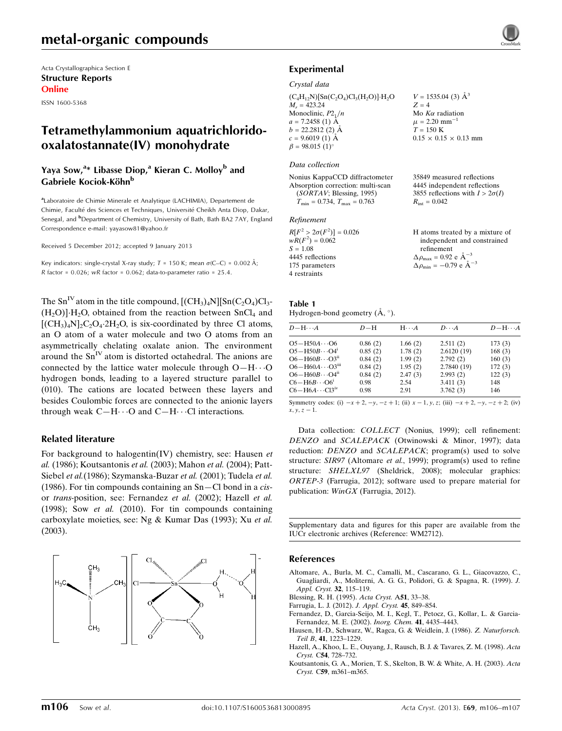Acta Crystallographica Section E
**Structure Reports Online**
ISSN 1600-5368

# Tetramethylammonium aquatrichlorido-oxalatostannate(IV) monohydrate

**Yaya Sow,[a]* Libasse Diop,[a] Kieran C. Molloy[b] and Gabriele Kociok-Köhn[b]**

[a]Laboratoire de Chimie Minerale et Analytique (LACHIMIA), Departement de Chimie, Faculté des Sciences et Techniques, Université Cheikh Anta Diop, Dakar, Senegal, and [b]Department of Chemistry, University of Bath, Bath BA2 7AY, England
Correspondence e-mail: yayasow81@yahoo.fr

Received 5 December 2012; accepted 9 January 2013

Key indicators: single-crystal X-ray study; $T = 150$ K; mean $\sigma$(C–C) = 0.002 Å; $R$ factor = 0.026; $wR$ factor = 0.062; data-to-parameter ratio = 25.4.

The $Sn^{IV}$ atom in the title compound, $[(CH_3)_4N][Sn(C_2O_4)Cl_3(H_2O)]\cdot H_2O$, obtained from the reaction between $SnCl_4$ and $[(CH_3)_4N]_2C_2O_4\cdot 2H_2O$, is six-coordinated by three Cl atoms, an O atom of a water molecule and two O atoms from an asymmetrically chelating oxalate anion. The environment around the $Sn^{IV}$ atom is distorted octahedral. The anions are connected by the lattice water molecule through O—H⋯O hydrogen bonds, leading to a layered structure parallel to (010). The cations are located between these layers and besides Coulombic forces are connected to the anionic layers through weak C—H⋯O and C—H⋯Cl interactions.

## Related literature

For background to halogentin(IV) chemistry, see: Hausen *et al.* (1986); Koutsantonis *et al.* (2003); Mahon *et al.* (2004); Patt-Siebel *et al.* (1986); Szymanska-Buzar *et al.* (2001); Tudela *et al.* (1986). For tin compounds containing an Sn—Cl bond in a *cis*- or *trans*-position, see: Fernandez *et al.* (2002); Hazell *et al.* (1998); Sow *et al.* (2010). For tin compounds containing carboxylate moieties, see: Ng & Kumar Das (1993); Xu *et al.* (2003).

## Experimental

### Crystal data

$(C_4H_{12}N)[Sn(C_2O_4)Cl_3(H_2O)]\cdot H_2O$
$M_r = 423.24$
Monoclinic, $P2_1/n$
$a = 7.2458$ (1) Å
$b = 22.2812$ (2) Å
$c = 9.6019$ (1) Å
$\beta = 98.015$ (1)°
$V = 1535.04$ (3) Å$^3$
$Z = 4$
Mo $K\alpha$ radiation
$\mu = 2.20$ mm$^{-1}$
$T = 150$ K
$0.15 \times 0.15 \times 0.13$ mm

### Data collection

Nonius KappaCCD diffractometer
Absorption correction: multi-scan (*SORTAV*; Blessing, 1995)
$T_{min} = 0.734$, $T_{max} = 0.763$
35849 measured reflections
4445 independent reflections
3855 reflections with $I > 2\sigma(I)$
$R_{int} = 0.042$

### Refinement

$R[F^2 > 2\sigma(F^2)] = 0.026$
$wR(F^2) = 0.062$
$S = 1.08$
4445 reflections
175 parameters
4 restraints
H atoms treated by a mixture of independent and constrained refinement
$\Delta\rho_{max} = 0.92$ e Å$^{-3}$
$\Delta\rho_{min} = -0.79$ e Å$^{-3}$

**Table 1**
Hydrogen-bond geometry (Å, °).

| $D$—H⋯$A$ | $D$—H | H⋯$A$ | $D$⋯$A$ | $D$—H⋯$A$ |
|---|---|---|---|---|
| O5—H50A⋯O6 | 0.86 (2) | 1.66 (2) | 2.511 (2) | 173 (3) |
| O5—H50B⋯O4[i] | 0.85 (2) | 1.78 (2) | 2.6120 (19) | 168 (3) |
| O6—H60B⋯O3[ii] | 0.84 (2) | 1.99 (2) | 2.792 (2) | 160 (3) |
| O6—H60A⋯O3[iii] | 0.84 (2) | 1.95 (2) | 2.7840 (19) | 172 (3) |
| O6—H60B⋯O4[ii] | 0.84 (2) | 2.47 (3) | 2.993 (2) | 122 (3) |
| C6—H6B⋯O6[i] | 0.98 | 2.54 | 3.411 (3) | 148 |
| C6—H6A⋯Cl3[iv] | 0.98 | 2.91 | 3.762 (3) | 146 |

Symmetry codes: (i) $-x+2, -y, -z+1$; (ii) $x-1, y, z$; (iii) $-x+2, -y, -z+2$; (iv) $x, y, z-1$.

Data collection: *COLLECT* (Nonius, 1999); cell refinement: *DENZO* and *SCALEPACK* (Otwinowski & Minor, 1997); data reduction: *DENZO* and *SCALEPACK*; program(s) used to solve structure: *SIR97* (Altomare *et al.*, 1999); program(s) used to refine structure: *SHELXL97* (Sheldrick, 2008); molecular graphics: *ORTEP-3* (Farrugia, 2012); software used to prepare material for publication: *WinGX* (Farrugia, 2012).

Supplementary data and figures for this paper are available from the IUCr electronic archives (Reference: WM2712).

## References

Altomare, A., Burla, M. C., Camalli, M., Cascarano, G. L., Giacovazzo, C., Guagliardi, A., Moliterni, A. G. G., Polidori, G. & Spagna, R. (1999). *J. Appl. Cryst.* **32**, 115–119.
Blessing, R. H. (1995). *Acta Cryst.* A**51**, 33–38.
Farrugia, L. J. (2012). *J. Appl. Cryst.* **45**, 849–854.
Fernandez, D., Garcia-Seijo, M. I., Kegl, T., Petocz, G., Kollar, L. & Garcia-Fernandez, M. E. (2002). *Inorg. Chem.* **41**, 4435–4443.
Hausen, H.-D., Schwarz, W., Ragca, G. & Weidlein, J. (1986). *Z. Naturforsch. Teil B*, **41**, 1223–1229.
Hazell, A., Khoo, L. E., Ouyang, J., Rausch, B. J. & Tavares, Z. M. (1998). *Acta Cryst.* C**54**, 728–732.
Koutsantonis, G. A., Morien, T. S., Skelton, B. W. & White, A. H. (2003). *Acta Cryst.* C**59**, m361–m365.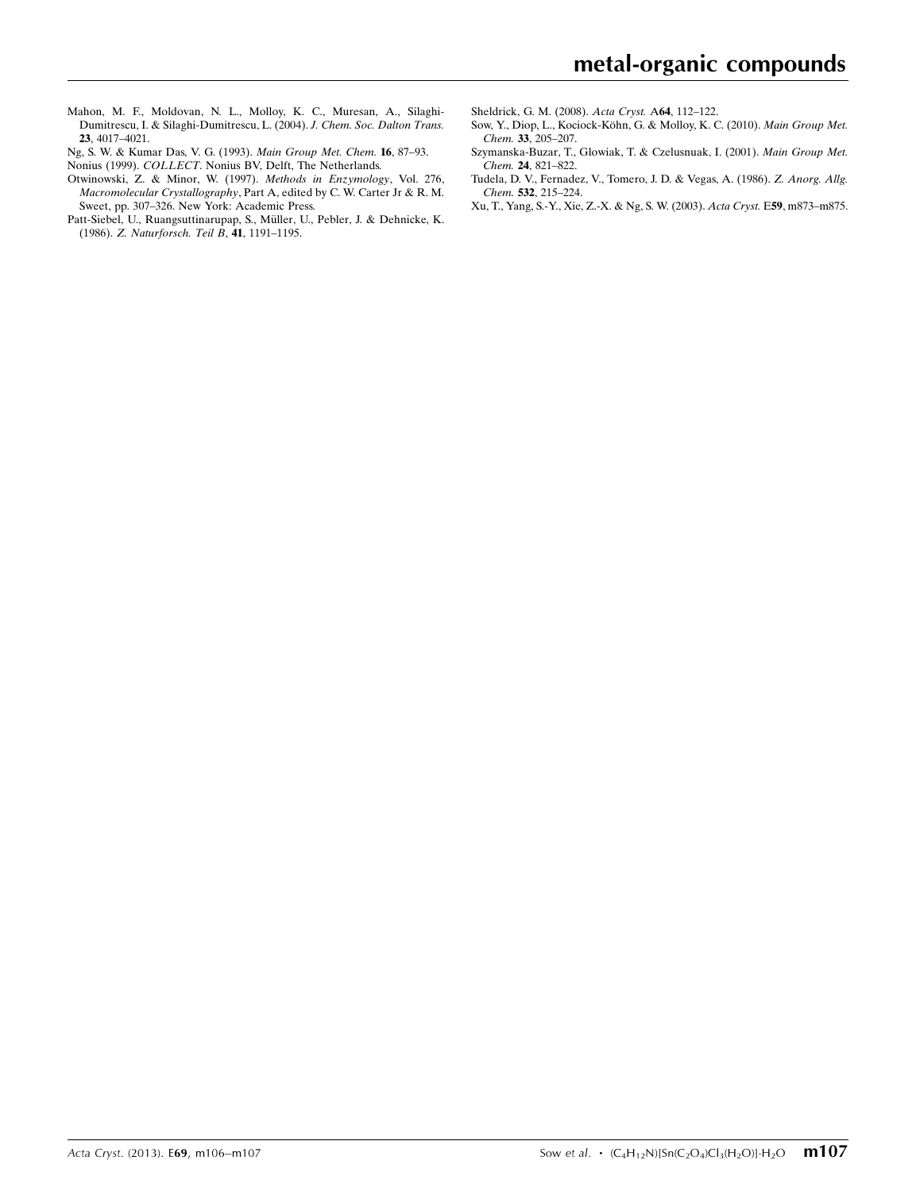Mahon, M. F., Moldovan, N. L., Molloy, K. C., Muresan, A., Silaghi-Dumitrescu, I. & Silaghi-Dumitrescu, L. (2004). *J. Chem. Soc. Dalton Trans.* **23**, 4017–4021.

Ng, S. W. & Kumar Das, V. G. (1993). *Main Group Met. Chem.* **16**, 87–93.

Nonius (1999). *COLLECT*. Nonius BV, Delft, The Netherlands.

Otwinowski, Z. & Minor, W. (1997). *Methods in Enzymology*, Vol. 276, *Macromolecular Crystallography*, Part A, edited by C. W. Carter Jr & R. M. Sweet, pp. 307–326. New York: Academic Press.

Patt-Siebel, U., Ruangsuttinarupap, S., Müller, U., Pebler, J. & Dehnicke, K. (1986). *Z. Naturforsch. Teil B*, **41**, 1191–1195.

Sheldrick, G. M. (2008). *Acta Cryst.* A**64**, 112–122.

Sow, Y., Diop, L., Kociock-Köhn, G. & Molloy, K. C. (2010). *Main Group Met. Chem.* **33**, 205–207.

Szymanska-Buzar, T., Glowiak, T. & Czelusnuak, I. (2001). *Main Group Met. Chem.* **24**, 821–822.

Tudela, D. V., Fernadez, V., Tomero, J. D. & Vegas, A. (1986). *Z. Anorg. Allg. Chem.* **532**, 215–224.

Xu, T., Yang, S.-Y., Xie, Z.-X. & Ng, S. W. (2003). *Acta Cryst.* E**59**, m873–m875.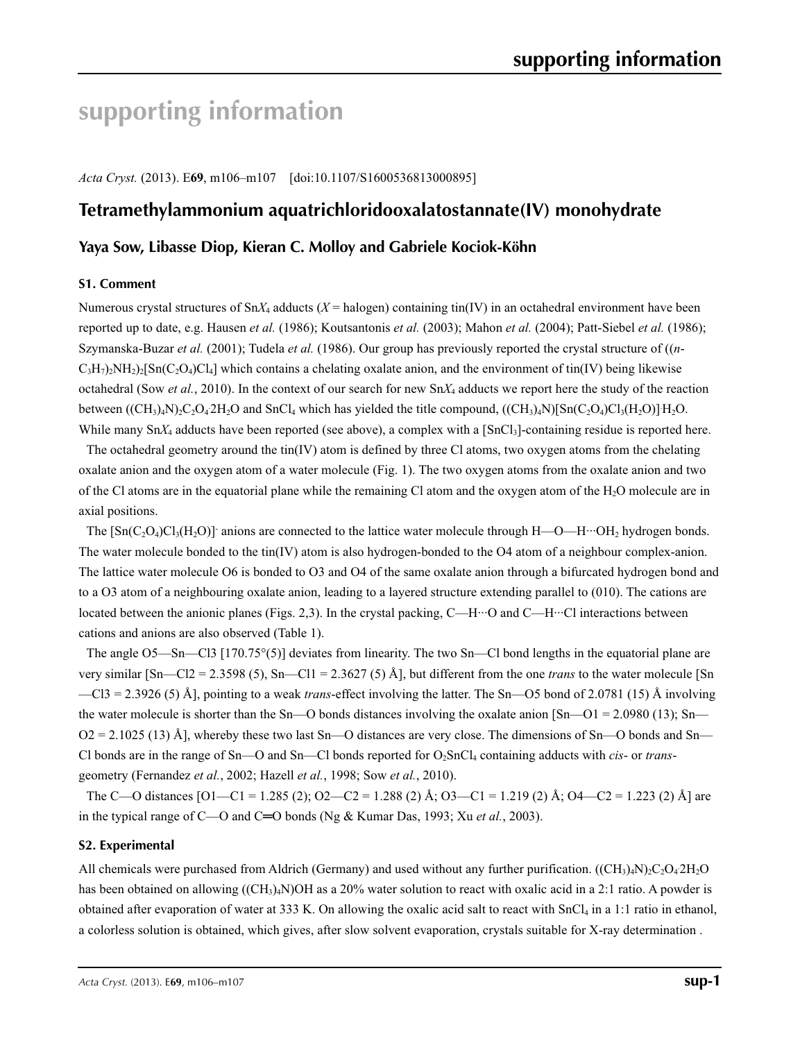# supporting information

*Acta Cryst.* (2013). E**69**, m106–m107    [doi:10.1107/S1600536813000895]

## Tetramethylammonium aquatrichloridooxalatostannate(IV) monohydrate

### Yaya Sow, Libasse Diop, Kieran C. Molloy and Gabriele Kociok-Köhn

#### S1. Comment

Numerous crystal structures of $SnX_4$ adducts (*X* = halogen) containing tin(IV) in an octahedral environment have been reported up to date, e.g. Hausen *et al.* (1986); Koutsantonis *et al.* (2003); Mahon *et al.* (2004); Patt-Siebel *et al.* (1986); Szymanska-Buzar *et al.* (2001); Tudela *et al.* (1986). Our group has previously reported the crystal structure of $((n\text{-}C_3H_7)_2NH_2)_2[Sn(C_2O_4)Cl_4]$ which contains a chelating oxalate anion, and the environment of tin(IV) being likewise octahedral (Sow *et al.*, 2010). In the context of our search for new $SnX_4$ adducts we report here the study of the reaction between $((CH_3)_4N)_2C_2O_4{\cdot}2H_2O$ and $SnCl_4$ which has yielded the title compound, $((CH_3)_4N)[Sn(C_2O_4)Cl_3(H_2O)]{\cdot}H_2O$. While many $SnX_4$ adducts have been reported (see above), a complex with a $[SnCl_3]$-containing residue is reported here.

The octahedral geometry around the tin(IV) atom is defined by three Cl atoms, two oxygen atoms from the chelating oxalate anion and the oxygen atom of a water molecule (Fig. 1). The two oxygen atoms from the oxalate anion and two of the Cl atoms are in the equatorial plane while the remaining Cl atom and the oxygen atom of the $H_2O$ molecule are in axial positions.

The $[Sn(C_2O_4)Cl_3(H_2O)]^-$ anions are connected to the lattice water molecule through H—O—H···$OH_2$ hydrogen bonds. The water molecule bonded to the tin(IV) atom is also hydrogen-bonded to the O4 atom of a neighbour complex-anion. The lattice water molecule O6 is bonded to O3 and O4 of the same oxalate anion through a bifurcated hydrogen bond and to a O3 atom of a neighbouring oxalate anion, leading to a layered structure extending parallel to (010). The cations are located between the anionic planes (Figs. 2,3). In the crystal packing, C—H···O and C—H···Cl interactions between cations and anions are also observed (Table 1).

The angle O5—Sn—Cl3 [170.75°(5)] deviates from linearity. The two Sn—Cl bond lengths in the equatorial plane are very similar [Sn—Cl2 = 2.3598 (5), Sn—Cl1 = 2.3627 (5) Å], but different from the one *trans* to the water molecule [Sn—Cl3 = 2.3926 (5) Å], pointing to a weak *trans*-effect involving the latter. The Sn—O5 bond of 2.0781 (15) Å involving the water molecule is shorter than the Sn—O bonds distances involving the oxalate anion [Sn—O1 = 2.0980 (13); Sn—O2 = 2.1025 (13) Å], whereby these two last Sn—O distances are very close. The dimensions of Sn—O bonds and Sn—Cl bonds are in the range of Sn—O and Sn—Cl bonds reported for $O_2SnCl_4$ containing adducts with *cis*- or *trans*-geometry (Fernandez *et al.*, 2002; Hazell *et al.*, 1998; Sow *et al.*, 2010).

The C—O distances [O1—C1 = 1.285 (2); O2—C2 = 1.288 (2) Å; O3—C1 = 1.219 (2) Å; O4—C2 = 1.223 (2) Å] are in the typical range of C—O and C═O bonds (Ng & Kumar Das, 1993; Xu *et al.*, 2003).

#### S2. Experimental

All chemicals were purchased from Aldrich (Germany) and used without any further purification. $((CH_3)_4N)_2C_2O_4{\cdot}2H_2O$ has been obtained on allowing $((CH_3)_4N)OH$ as a 20% water solution to react with oxalic acid in a 2:1 ratio. A powder is obtained after evaporation of water at 333 K. On allowing the oxalic acid salt to react with $SnCl_4$ in a 1:1 ratio in ethanol, a colorless solution is obtained, which gives, after slow solvent evaporation, crystals suitable for X-ray determination .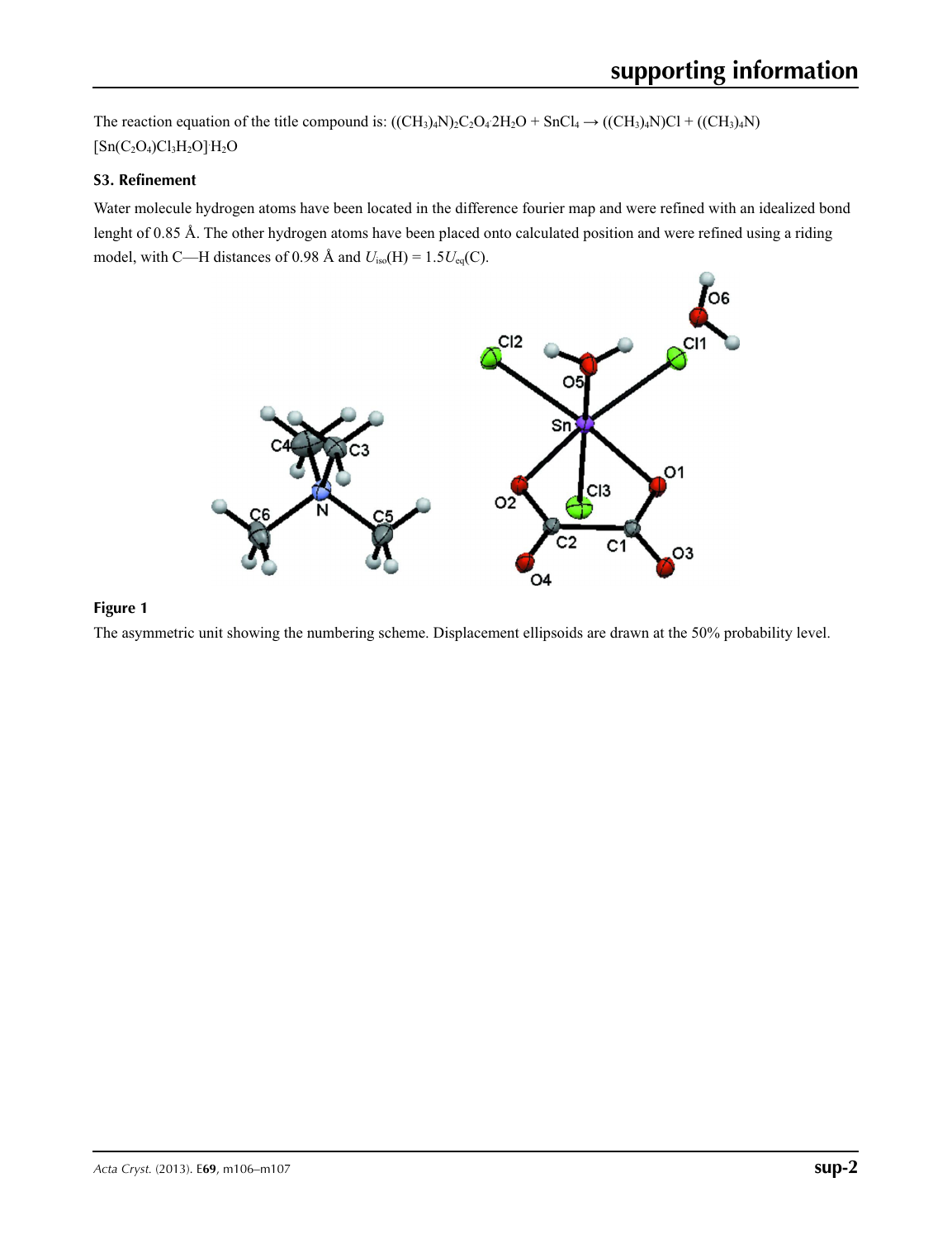The reaction equation of the title compound is: $((CH_3)_4N)_2C_2O_4{\cdot}2H_2O + SnCl_4 \rightarrow ((CH_3)_4N)Cl + ((CH_3)_4N)[Sn(C_2O_4)Cl_3H_2O]{\cdot}H_2O$

### S3. Refinement

Water molecule hydrogen atoms have been located in the difference fourier map and were refined with an idealized bond lenght of 0.85 Å. The other hydrogen atoms have been placed onto calculated position and were refined using a riding model, with C—H distances of 0.98 Å and $U_{iso}(H) = 1.5U_{eq}(C)$.

**Figure 1**

The asymmetric unit showing the numbering scheme. Displacement ellipsoids are drawn at the 50% probability level.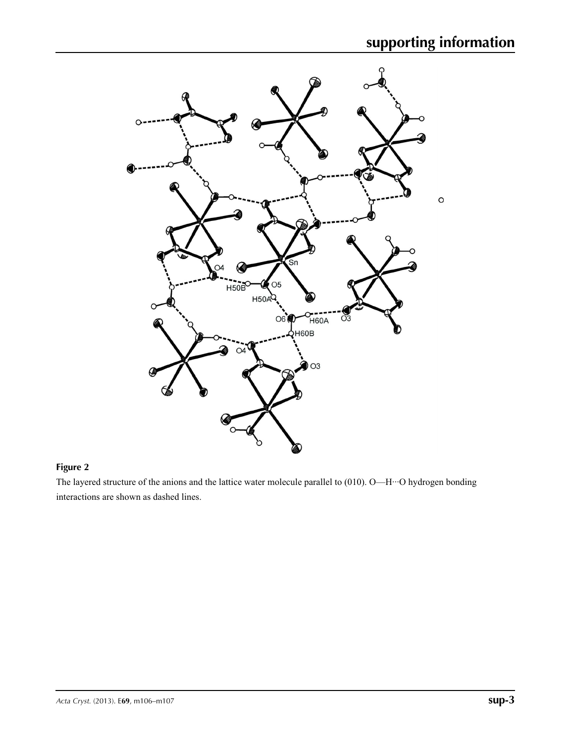**Figure 2**

The layered structure of the anions and the lattice water molecule parallel to (010). O—H···O hydrogen bonding interactions are shown as dashed lines.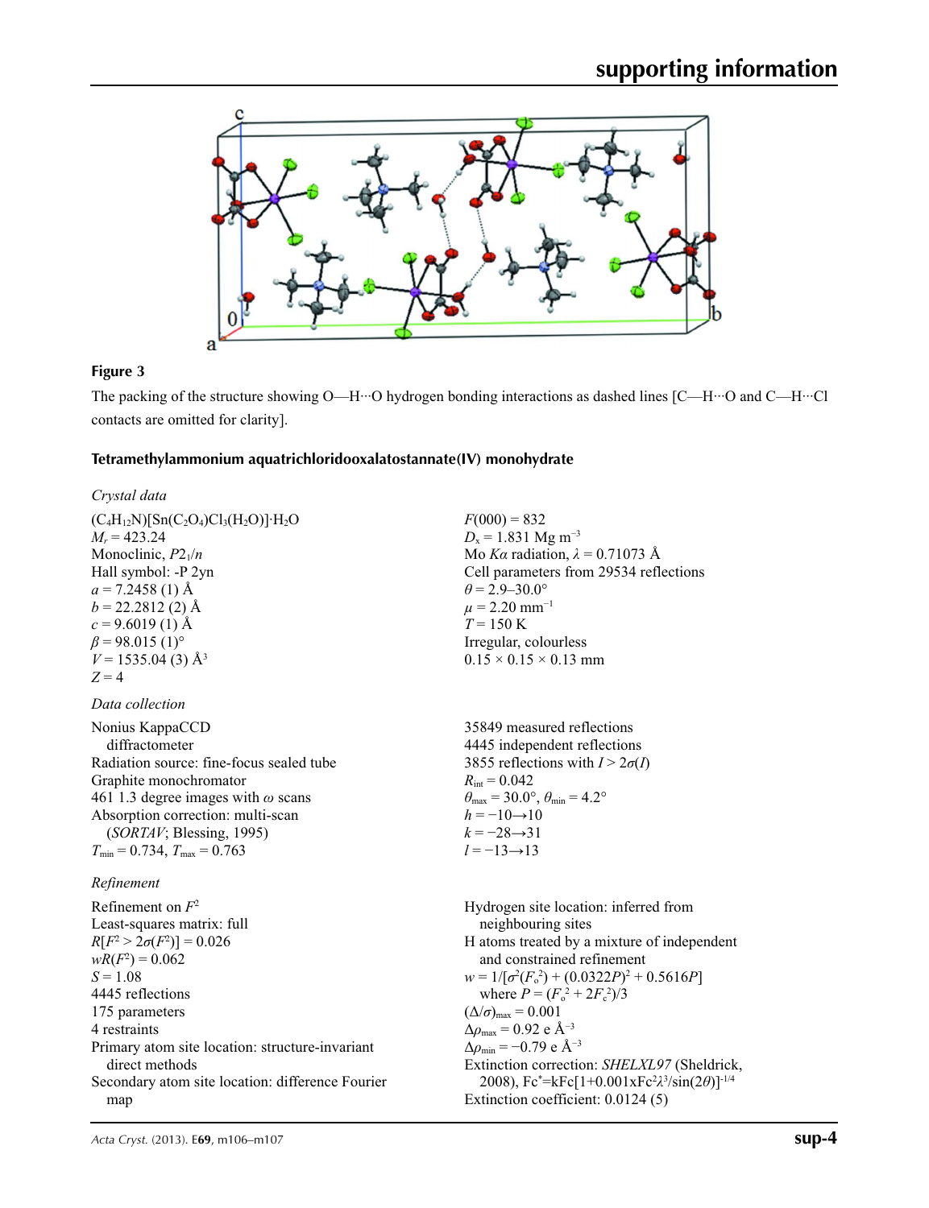**Figure 3**

The packing of the structure showing O—H···O hydrogen bonding interactions as dashed lines [C—H···O and C—H···Cl contacts are omitted for clarity].

## Tetramethylammonium aquatrichloridooxalatostannate(IV) monohydrate

### *Crystal data*

$(C_4H_{12}N)[Sn(C_2O_4)Cl_3(H_2O)]\cdot H_2O$
$M_r = 423.24$
Monoclinic, $P2_1/n$
Hall symbol: -P 2yn
$a = 7.2458$ (1) Å
$b = 22.2812$ (2) Å
$c = 9.6019$ (1) Å
$\beta = 98.015$ (1)°
$V = 1535.04$ (3) Å[3]
$Z = 4$
$F(000) = 832$
$D_x = 1.831$ Mg m$^{-3}$
Mo $K\alpha$ radiation, $\lambda = 0.71073$ Å
Cell parameters from 29534 reflections
$\theta = 2.9$–$30.0°$
$\mu = 2.20$ mm$^{-1}$
$T = 150$ K
Irregular, colourless
0.15 × 0.15 × 0.13 mm

### *Data collection*

Nonius KappaCCD diffractometer
Radiation source: fine-focus sealed tube
Graphite monochromator
461 1.3 degree images with $\omega$ scans
Absorption correction: multi-scan (*SORTAV*; Blessing, 1995)
$T_{min} = 0.734$, $T_{max} = 0.763$
35849 measured reflections
4445 independent reflections
3855 reflections with $I > 2\sigma(I)$
$R_{int} = 0.042$
$\theta_{max} = 30.0°$, $\theta_{min} = 4.2°$
$h = -10 \rightarrow 10$
$k = -28 \rightarrow 31$
$l = -13 \rightarrow 13$

### *Refinement*

Refinement on $F^2$
Least-squares matrix: full
$R[F^2 > 2\sigma(F^2)] = 0.026$
$wR(F^2) = 0.062$
$S = 1.08$
4445 reflections
175 parameters
4 restraints
Primary atom site location: structure-invariant direct methods
Secondary atom site location: difference Fourier map
Hydrogen site location: inferred from neighbouring sites
H atoms treated by a mixture of independent and constrained refinement
$w = 1/[\sigma^2(F_o^2) + (0.0322P)^2 + 0.5616P]$ where $P = (F_o^2 + 2F_c^2)/3$
$(\Delta/\sigma)_{max} = 0.001$
$\Delta\rho_{max} = 0.92$ e Å$^{-3}$
$\Delta\rho_{min} = -0.79$ e Å$^{-3}$
Extinction correction: *SHELXL97* (Sheldrick, 2008), $Fc^* = kFc[1+0.001xFc^2\lambda^3/\sin(2\theta)]^{-1/4}$
Extinction coefficient: 0.0124 (5)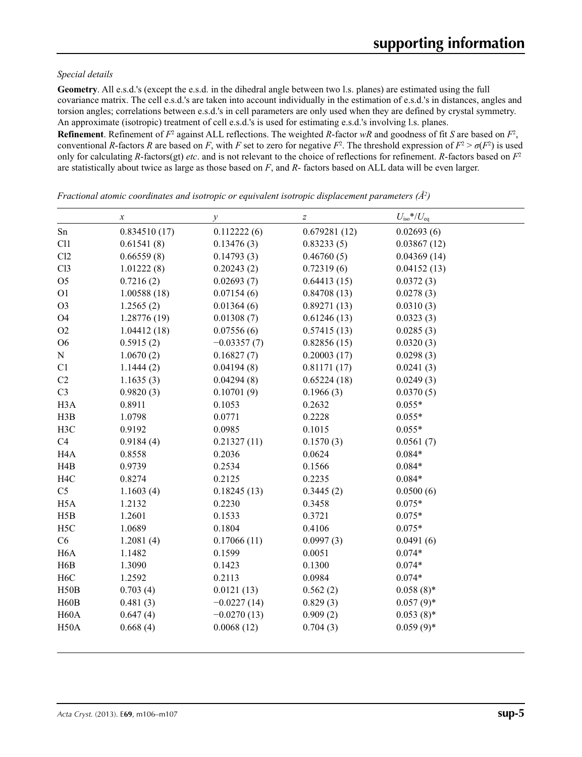*Special details*

**Geometry**. All e.s.d.'s (except the e.s.d. in the dihedral angle between two l.s. planes) are estimated using the full covariance matrix. The cell e.s.d.'s are taken into account individually in the estimation of e.s.d.'s in distances, angles and torsion angles; correlations between e.s.d.'s in cell parameters are only used when they are defined by crystal symmetry. An approximate (isotropic) treatment of cell e.s.d.'s is used for estimating e.s.d.'s involving l.s. planes.

**Refinement**. Refinement of $F^2$ against ALL reflections. The weighted $R$-factor $wR$ and goodness of fit $S$ are based on $F^2$, conventional $R$-factors $R$ are based on $F$, with $F$ set to zero for negative $F^2$. The threshold expression of $F^2 > \sigma(F^2)$ is used only for calculating $R$-factors(gt) *etc*. and is not relevant to the choice of reflections for refinement. $R$-factors based on $F^2$ are statistically about twice as large as those based on $F$, and $R$- factors based on ALL data will be even larger.

*Fractional atomic coordinates and isotropic or equivalent isotropic displacement parameters (Å$^2$)*

| | $x$ | $y$ | $z$ | $U_{iso}$\*/$U_{eq}$ |
|---|---|---|---|---|
| Sn | 0.834510 (17) | 0.112222 (6) | 0.679281 (12) | 0.02693 (6) |
| Cl1 | 0.61541 (8) | 0.13476 (3) | 0.83233 (5) | 0.03867 (12) |
| Cl2 | 0.66559 (8) | 0.14793 (3) | 0.46760 (5) | 0.04369 (14) |
| Cl3 | 1.01222 (8) | 0.20243 (2) | 0.72319 (6) | 0.04152 (13) |
| O5 | 0.7216 (2) | 0.02693 (7) | 0.64413 (15) | 0.0372 (3) |
| O1 | 1.00588 (18) | 0.07154 (6) | 0.84708 (13) | 0.0278 (3) |
| O3 | 1.2565 (2) | 0.01364 (6) | 0.89271 (13) | 0.0310 (3) |
| O4 | 1.28776 (19) | 0.01308 (7) | 0.61246 (13) | 0.0323 (3) |
| O2 | 1.04412 (18) | 0.07556 (6) | 0.57415 (13) | 0.0285 (3) |
| O6 | 0.5915 (2) | −0.03357 (7) | 0.82856 (15) | 0.0320 (3) |
| N | 1.0670 (2) | 0.16827 (7) | 0.20003 (17) | 0.0298 (3) |
| C1 | 1.1444 (2) | 0.04194 (8) | 0.81171 (17) | 0.0241 (3) |
| C2 | 1.1635 (3) | 0.04294 (8) | 0.65224 (18) | 0.0249 (3) |
| C3 | 0.9820 (3) | 0.10701 (9) | 0.1966 (3) | 0.0370 (5) |
| H3A | 0.8911 | 0.1053 | 0.2632 | 0.055\* |
| H3B | 1.0798 | 0.0771 | 0.2228 | 0.055\* |
| H3C | 0.9192 | 0.0985 | 0.1015 | 0.055\* |
| C4 | 0.9184 (4) | 0.21327 (11) | 0.1570 (3) | 0.0561 (7) |
| H4A | 0.8558 | 0.2036 | 0.0624 | 0.084\* |
| H4B | 0.9739 | 0.2534 | 0.1566 | 0.084\* |
| H4C | 0.8274 | 0.2125 | 0.2235 | 0.084\* |
| C5 | 1.1603 (4) | 0.18245 (13) | 0.3445 (2) | 0.0500 (6) |
| H5A | 1.2132 | 0.2230 | 0.3458 | 0.075\* |
| H5B | 1.2601 | 0.1533 | 0.3721 | 0.075\* |
| H5C | 1.0689 | 0.1804 | 0.4106 | 0.075\* |
| C6 | 1.2081 (4) | 0.17066 (11) | 0.0997 (3) | 0.0491 (6) |
| H6A | 1.1482 | 0.1599 | 0.0051 | 0.074\* |
| H6B | 1.3090 | 0.1423 | 0.1300 | 0.074\* |
| H6C | 1.2592 | 0.2113 | 0.0984 | 0.074\* |
| H50B | 0.703 (4) | 0.0121 (13) | 0.562 (2) | 0.058 (8)\* |
| H60B | 0.481 (3) | −0.0227 (14) | 0.829 (3) | 0.057 (9)\* |
| H60A | 0.647 (4) | −0.0270 (13) | 0.909 (2) | 0.053 (8)\* |
| H50A | 0.668 (4) | 0.0068 (12) | 0.704 (3) | 0.059 (9)\* |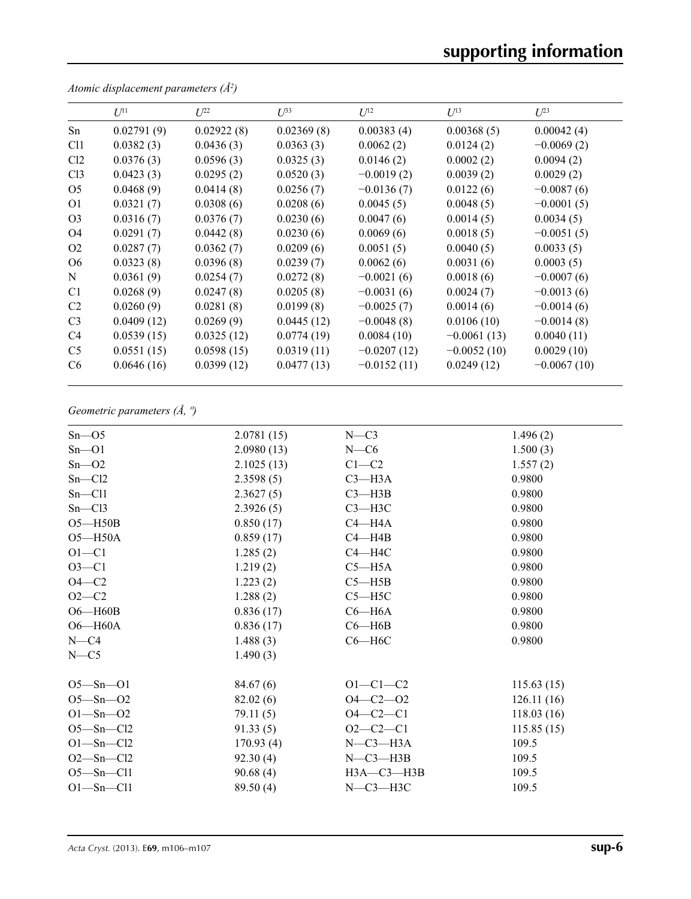*Atomic displacement parameters (Å$^2$)*

| | $U^{11}$ | $U^{22}$ | $U^{33}$ | $U^{12}$ | $U^{13}$ | $U^{23}$ |
|---|---|---|---|---|---|---|
| Sn | 0.02791 (9) | 0.02922 (8) | 0.02369 (8) | 0.00383 (4) | 0.00368 (5) | 0.00042 (4) |
| Cl1 | 0.0382 (3) | 0.0436 (3) | 0.0363 (3) | 0.0062 (2) | 0.0124 (2) | −0.0069 (2) |
| Cl2 | 0.0376 (3) | 0.0596 (3) | 0.0325 (3) | 0.0146 (2) | 0.0002 (2) | 0.0094 (2) |
| Cl3 | 0.0423 (3) | 0.0295 (2) | 0.0520 (3) | −0.0019 (2) | 0.0039 (2) | 0.0029 (2) |
| O5 | 0.0468 (9) | 0.0414 (8) | 0.0256 (7) | −0.0136 (7) | 0.0122 (6) | −0.0087 (6) |
| O1 | 0.0321 (7) | 0.0308 (6) | 0.0208 (6) | 0.0045 (5) | 0.0048 (5) | −0.0001 (5) |
| O3 | 0.0316 (7) | 0.0376 (7) | 0.0230 (6) | 0.0047 (6) | 0.0014 (5) | 0.0034 (5) |
| O4 | 0.0291 (7) | 0.0442 (8) | 0.0230 (6) | 0.0069 (6) | 0.0018 (5) | −0.0051 (5) |
| O2 | 0.0287 (7) | 0.0362 (7) | 0.0209 (6) | 0.0051 (5) | 0.0040 (5) | 0.0033 (5) |
| O6 | 0.0323 (8) | 0.0396 (8) | 0.0239 (7) | 0.0062 (6) | 0.0031 (6) | 0.0003 (5) |
| N | 0.0361 (9) | 0.0254 (7) | 0.0272 (8) | −0.0021 (6) | 0.0018 (6) | −0.0007 (6) |
| C1 | 0.0268 (9) | 0.0247 (8) | 0.0205 (8) | −0.0031 (6) | 0.0024 (7) | −0.0013 (6) |
| C2 | 0.0260 (9) | 0.0281 (8) | 0.0199 (8) | −0.0025 (7) | 0.0014 (6) | −0.0014 (6) |
| C3 | 0.0409 (12) | 0.0269 (9) | 0.0445 (12) | −0.0048 (8) | 0.0106 (10) | −0.0014 (8) |
| C4 | 0.0539 (15) | 0.0325 (12) | 0.0774 (19) | 0.0084 (10) | −0.0061 (13) | 0.0040 (11) |
| C5 | 0.0551 (15) | 0.0598 (15) | 0.0319 (11) | −0.0207 (12) | −0.0052 (10) | 0.0029 (10) |
| C6 | 0.0646 (16) | 0.0399 (12) | 0.0477 (13) | −0.0152 (11) | 0.0249 (12) | −0.0067 (10) |

*Geometric parameters (Å, º)*

| | | | |
|---|---|---|---|
| Sn—O5 | 2.0781 (15) | N—C3 | 1.496 (2) |
| Sn—O1 | 2.0980 (13) | N—C6 | 1.500 (3) |
| Sn—O2 | 2.1025 (13) | C1—C2 | 1.557 (2) |
| Sn—Cl2 | 2.3598 (5) | C3—H3A | 0.9800 |
| Sn—Cl1 | 2.3627 (5) | C3—H3B | 0.9800 |
| Sn—Cl3 | 2.3926 (5) | C3—H3C | 0.9800 |
| O5—H50B | 0.850 (17) | C4—H4A | 0.9800 |
| O5—H50A | 0.859 (17) | C4—H4B | 0.9800 |
| O1—C1 | 1.285 (2) | C4—H4C | 0.9800 |
| O3—C1 | 1.219 (2) | C5—H5A | 0.9800 |
| O4—C2 | 1.223 (2) | C5—H5B | 0.9800 |
| O2—C2 | 1.288 (2) | C5—H5C | 0.9800 |
| O6—H60B | 0.836 (17) | C6—H6A | 0.9800 |
| O6—H60A | 0.836 (17) | C6—H6B | 0.9800 |
| N—C4 | 1.488 (3) | C6—H6C | 0.9800 |
| N—C5 | 1.490 (3) | | |
| | | | |
| O5—Sn—O1 | 84.67 (6) | O1—C1—C2 | 115.63 (15) |
| O5—Sn—O2 | 82.02 (6) | O4—C2—O2 | 126.11 (16) |
| O1—Sn—O2 | 79.11 (5) | O4—C2—C1 | 118.03 (16) |
| O5—Sn—Cl2 | 91.33 (5) | O2—C2—C1 | 115.85 (15) |
| O1—Sn—Cl2 | 170.93 (4) | N—C3—H3A | 109.5 |
| O2—Sn—Cl2 | 92.30 (4) | N—C3—H3B | 109.5 |
| O5—Sn—Cl1 | 90.68 (4) | H3A—C3—H3B | 109.5 |
| O1—Sn—Cl1 | 89.50 (4) | N—C3—H3C | 109.5 |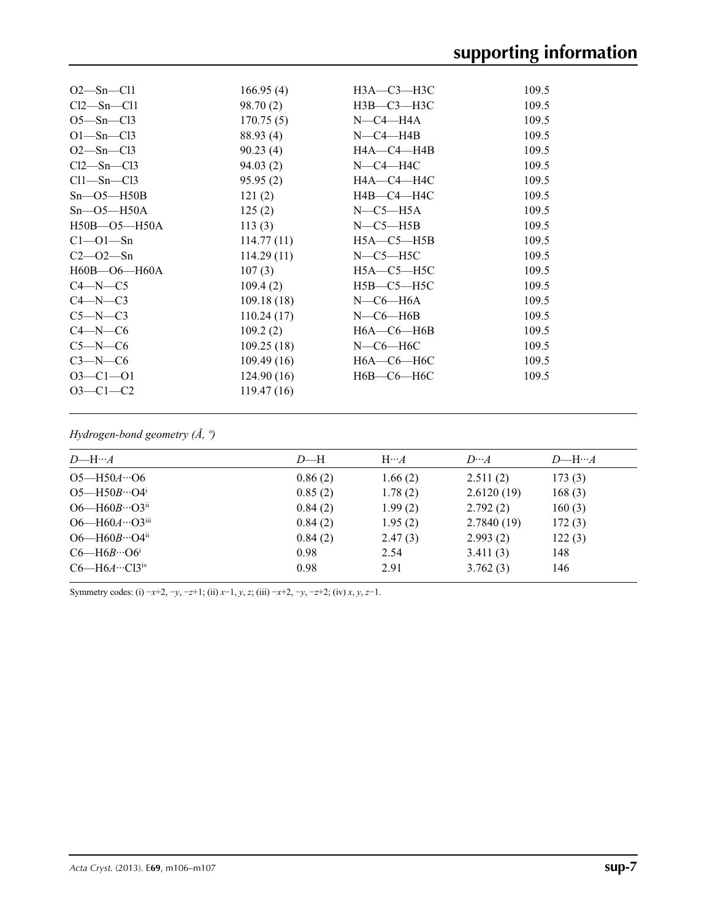| | | | |
|---|---|---|---|
| O2—Sn—Cl1 | 166.95 (4) | H3A—C3—H3C | 109.5 |
| Cl2—Sn—Cl1 | 98.70 (2) | H3B—C3—H3C | 109.5 |
| O5—Sn—Cl3 | 170.75 (5) | N—C4—H4A | 109.5 |
| O1—Sn—Cl3 | 88.93 (4) | N—C4—H4B | 109.5 |
| O2—Sn—Cl3 | 90.23 (4) | H4A—C4—H4B | 109.5 |
| Cl2—Sn—Cl3 | 94.03 (2) | N—C4—H4C | 109.5 |
| Cl1—Sn—Cl3 | 95.95 (2) | H4A—C4—H4C | 109.5 |
| Sn—O5—H50B | 121 (2) | H4B—C4—H4C | 109.5 |
| Sn—O5—H50A | 125 (2) | N—C5—H5A | 109.5 |
| H50B—O5—H50A | 113 (3) | N—C5—H5B | 109.5 |
| C1—O1—Sn | 114.77 (11) | H5A—C5—H5B | 109.5 |
| C2—O2—Sn | 114.29 (11) | N—C5—H5C | 109.5 |
| H60B—O6—H60A | 107 (3) | H5A—C5—H5C | 109.5 |
| C4—N—C5 | 109.4 (2) | H5B—C5—H5C | 109.5 |
| C4—N—C3 | 109.18 (18) | N—C6—H6A | 109.5 |
| C5—N—C3 | 110.24 (17) | N—C6—H6B | 109.5 |
| C4—N—C6 | 109.2 (2) | H6A—C6—H6B | 109.5 |
| C5—N—C6 | 109.25 (18) | N—C6—H6C | 109.5 |
| C3—N—C6 | 109.49 (16) | H6A—C6—H6C | 109.5 |
| O3—C1—O1 | 124.90 (16) | H6B—C6—H6C | 109.5 |
| O3—C1—C2 | 119.47 (16) | | |

*Hydrogen-bond geometry (Å, º)*

| *D*—H···*A* | *D*—H | H···*A* | *D*···*A* | *D*—H···*A* |
|---|---|---|---|---|
| O5—H50*A*···O6 | 0.86 (2) | 1.66 (2) | 2.511 (2) | 173 (3) |
| O5—H50*B*···O4[i] | 0.85 (2) | 1.78 (2) | 2.6120 (19) | 168 (3) |
| O6—H60*B*···O3[ii] | 0.84 (2) | 1.99 (2) | 2.792 (2) | 160 (3) |
| O6—H60*A*···O3[iii] | 0.84 (2) | 1.95 (2) | 2.7840 (19) | 172 (3) |
| O6—H60*B*···O4[ii] | 0.84 (2) | 2.47 (3) | 2.993 (2) | 122 (3) |
| C6—H6*B*···O6[i] | 0.98 | 2.54 | 3.411 (3) | 148 |
| C6—H6*A*···Cl3[iv] | 0.98 | 2.91 | 3.762 (3) | 146 |

Symmetry codes: (i) $-x+2, -y, -z+1$; (ii) $x-1, y, z$; (iii) $-x+2, -y, -z+2$; (iv) $x, y, z-1$.